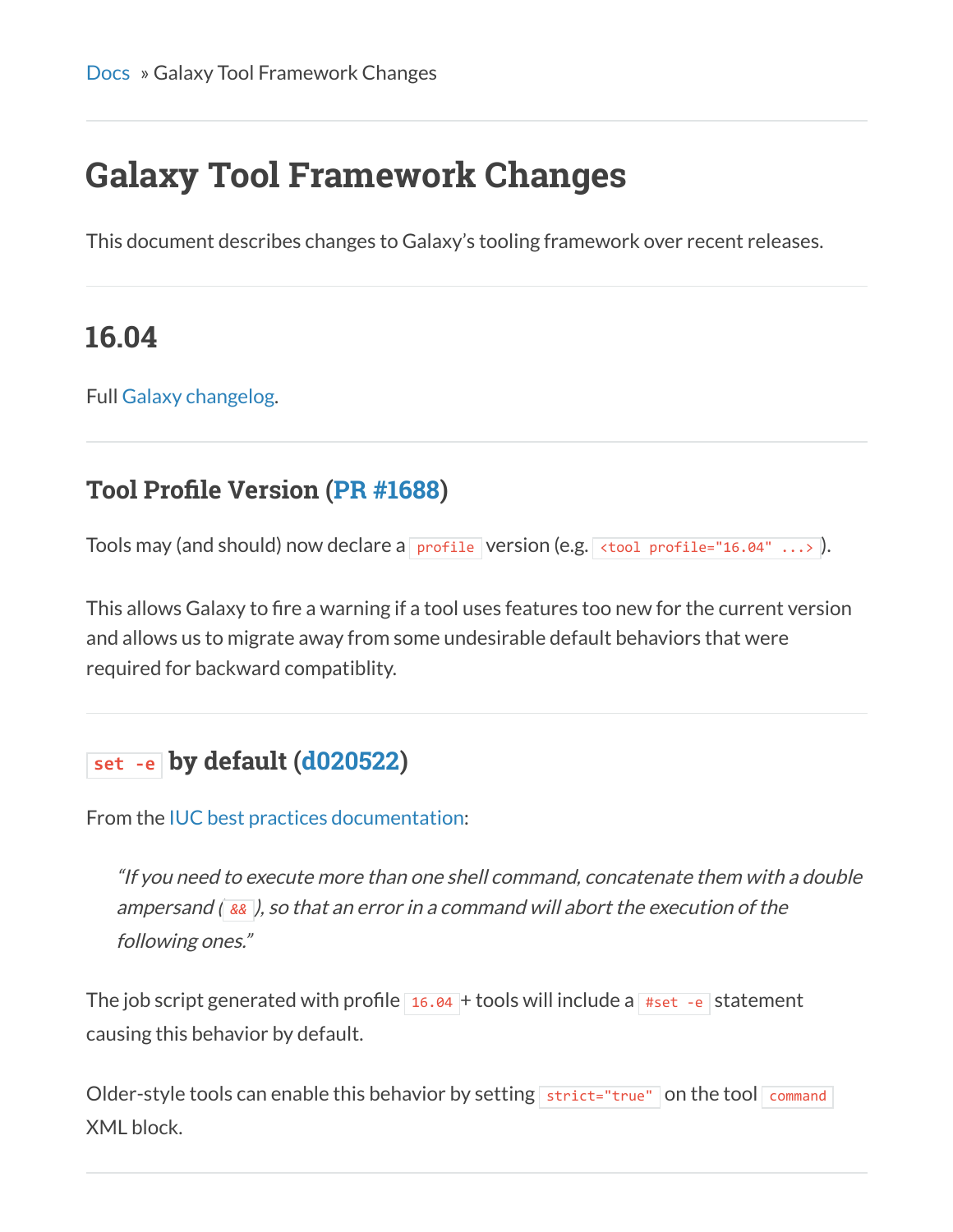Docs » Galaxy Tool Framework Changes

# Galaxy Tool Framework Changes

This document describes changes to Galaxy's tooling framework over recent releases.

## 16.04

Full Galaxy changelog.

### Tool Profile Version (PR #1688)

Tools may (and should) now declare a `profile` version (e.g. `<tool profile="16.04" ...>`).

This allows Galaxy to fire a warning if a tool uses features too new for the current version and allows us to migrate away from some undesirable default behaviors that were required for backward compatiblity.

### `set -e` by default (d020522)

From the IUC best practices documentation:

> *"If you need to execute more than one shell command, concatenate them with a double ampersand (`&&`), so that an error in a command will abort the execution of the following ones."*

The job script generated with profile `16.04`+ tools will include a `#set -e` statement causing this behavior by default.

Older-style tools can enable this behavior by setting `strict="true"` on the tool `command` XML block.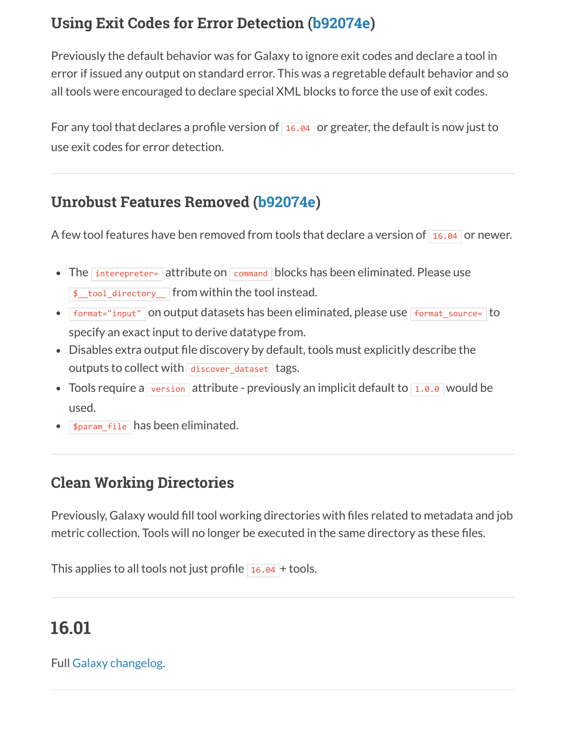### Using Exit Codes for Error Detection (b92074e)

Previously the default behavior was for Galaxy to ignore exit codes and declare a tool in error if issued any output on standard error. This was a regretable default behavior and so all tools were encouraged to declare special XML blocks to force the use of exit codes.

For any tool that declares a profile version of `16.04` or greater, the default is now just to use exit codes for error detection.

---

### Unrobust Features Removed (b92074e)

A few tool features have ben removed from tools that declare a version of `16.04` or newer.

- The `interepreter=` attribute on `command` blocks has been eliminated. Please use `$__tool_directory__` from within the tool instead.
- `format="input"` on output datasets has been eliminated, please use `format_source=` to specify an exact input to derive datatype from.
- Disables extra output file discovery by default, tools must explicitly describe the outputs to collect with `discover_dataset` tags.
- Tools require a `version` attribute - previously an implicit default to `1.0.0` would be used.
- `$param_file` has been eliminated.

---

### Clean Working Directories

Previously, Galaxy would fill tool working directories with files related to metadata and job metric collection. Tools will no longer be executed in the same directory as these files.

This applies to all tools not just profile `16.04`+ tools.

---

## 16.01

Full Galaxy changelog.

---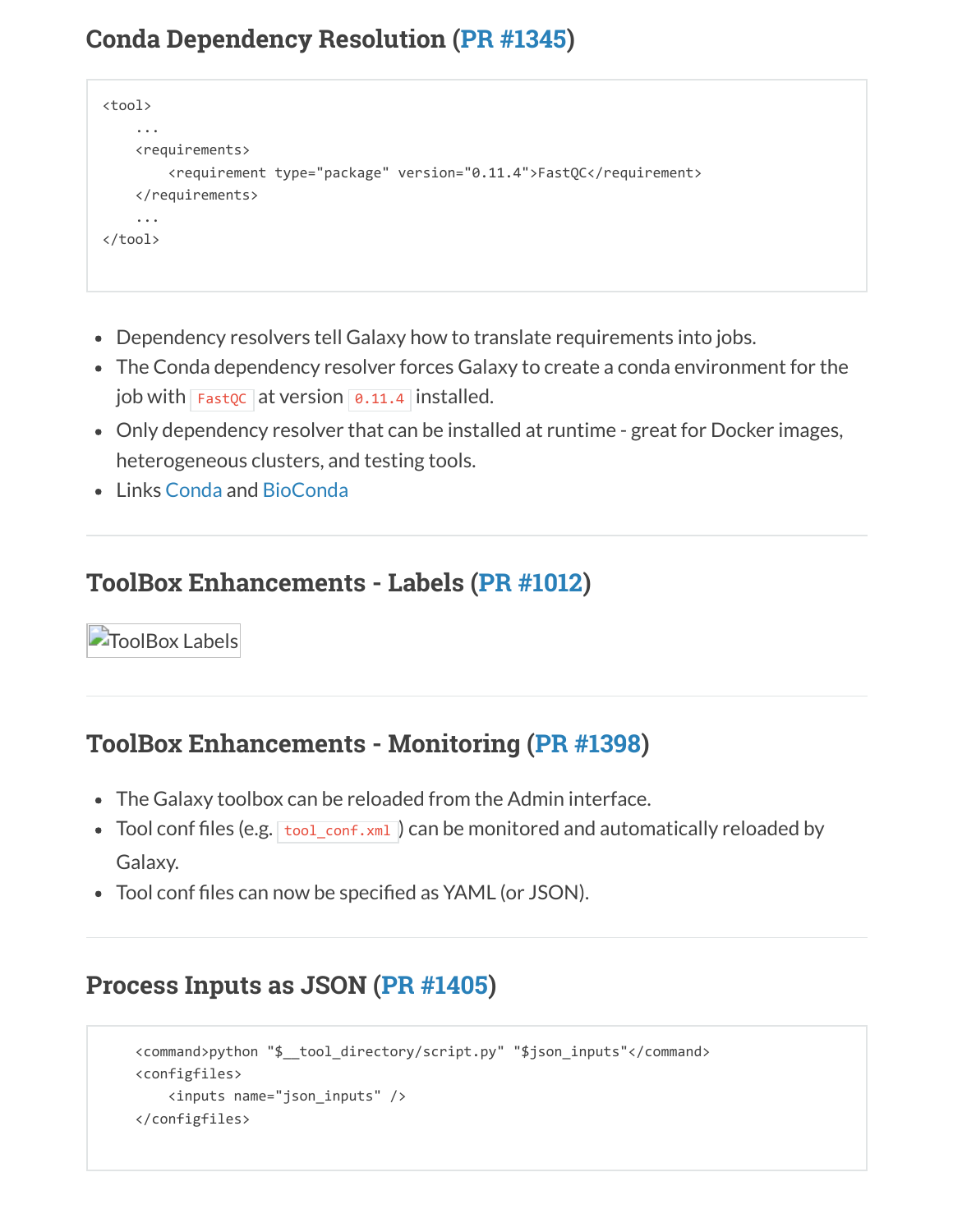### Conda Dependency Resolution (PR #1345)

```
<tool>
    ...
    <requirements>
        <requirement type="package" version="0.11.4">FastQC</requirement>
    </requirements>
    ...
</tool>
```

- Dependency resolvers tell Galaxy how to translate requirements into jobs.
- The Conda dependency resolver forces Galaxy to create a conda environment for the job with `FastQC` at version `0.11.4` installed.
- Only dependency resolver that can be installed at runtime - great for Docker images, heterogeneous clusters, and testing tools.
- Links Conda and BioConda

---

### ToolBox Enhancements - Labels (PR #1012)

ToolBox Labels

---

### ToolBox Enhancements - Monitoring (PR #1398)

- The Galaxy toolbox can be reloaded from the Admin interface.
- Tool conf files (e.g. `tool_conf.xml`) can be monitored and automatically reloaded by Galaxy.
- Tool conf files can now be specified as YAML (or JSON).

---

### Process Inputs as JSON (PR #1405)

```
    <command>python "$__tool_directory/script.py" "$json_inputs"</command>
    <configfiles>
        <inputs name="json_inputs" />
    </configfiles>
```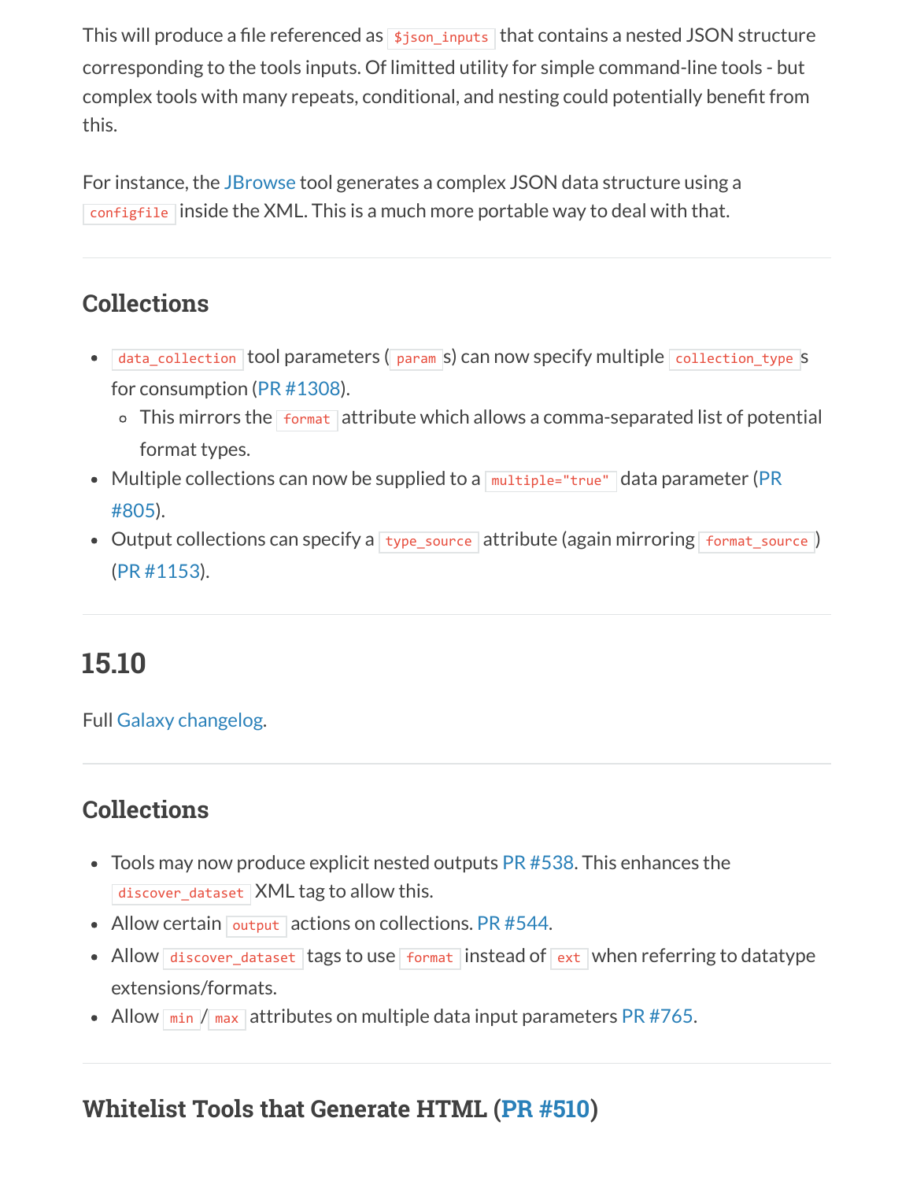This will produce a file referenced as `$json_inputs` that contains a nested JSON structure corresponding to the tools inputs. Of limitted utility for simple command-line tools - but complex tools with many repeats, conditional, and nesting could potentially benefit from this.

For instance, the JBrowse tool generates a complex JSON data structure using a `configfile` inside the XML. This is a much more portable way to deal with that.

---

### Collections

- `data_collection` tool parameters (`param`s) can now specify multiple `collection_type`s for consumption (PR #1308).
  - This mirrors the `format` attribute which allows a comma-separated list of potential format types.
- Multiple collections can now be supplied to a `multiple="true"` data parameter (PR #805).
- Output collections can specify a `type_source` attribute (again mirroring `format_source`) (PR #1153).

---

## 15.10

Full Galaxy changelog.

---

### Collections

- Tools may now produce explicit nested outputs PR #538. This enhances the `discover_dataset` XML tag to allow this.
- Allow certain `output` actions on collections. PR #544.
- Allow `discover_dataset` tags to use `format` instead of `ext` when referring to datatype extensions/formats.
- Allow `min`/`max` attributes on multiple data input parameters PR #765.

---

### Whitelist Tools that Generate HTML (PR #510)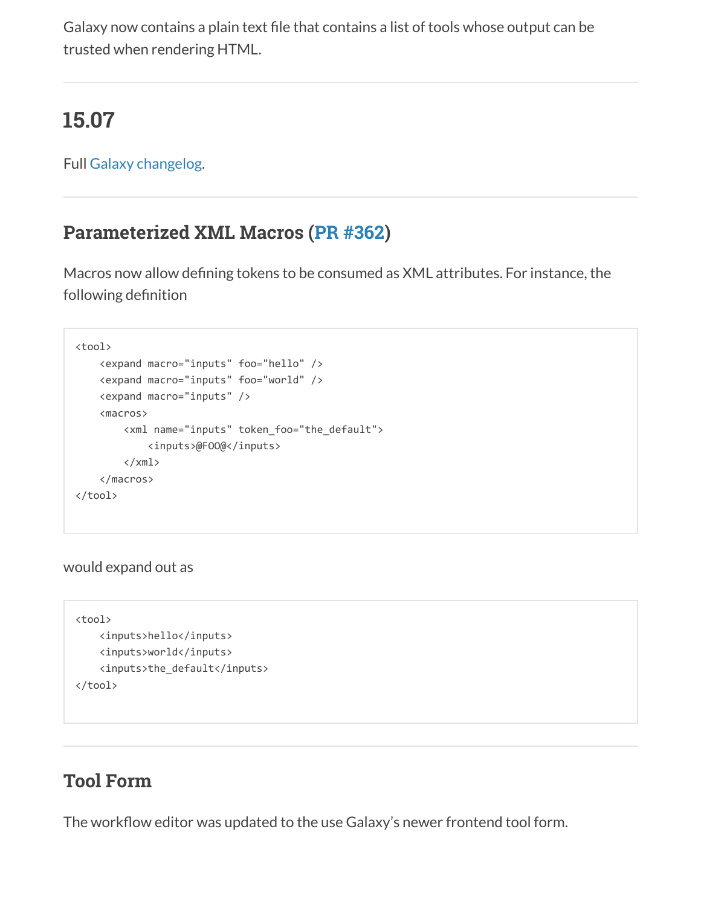Galaxy now contains a plain text file that contains a list of tools whose output can be trusted when rendering HTML.

---

## 15.07

Full Galaxy changelog.

---

### Parameterized XML Macros (PR #362)

Macros now allow defining tokens to be consumed as XML attributes. For instance, the following definition

```
<tool>
    <expand macro="inputs" foo="hello" />
    <expand macro="inputs" foo="world" />
    <expand macro="inputs" />
    <macros>
        <xml name="inputs" token_foo="the_default">
            <inputs>@FOO@</inputs>
        </xml>
    </macros>
</tool>
```

would expand out as

```
<tool>
    <inputs>hello</inputs>
    <inputs>world</inputs>
    <inputs>the_default</inputs>
</tool>
```

---

### Tool Form

The workflow editor was updated to the use Galaxy's newer frontend tool form.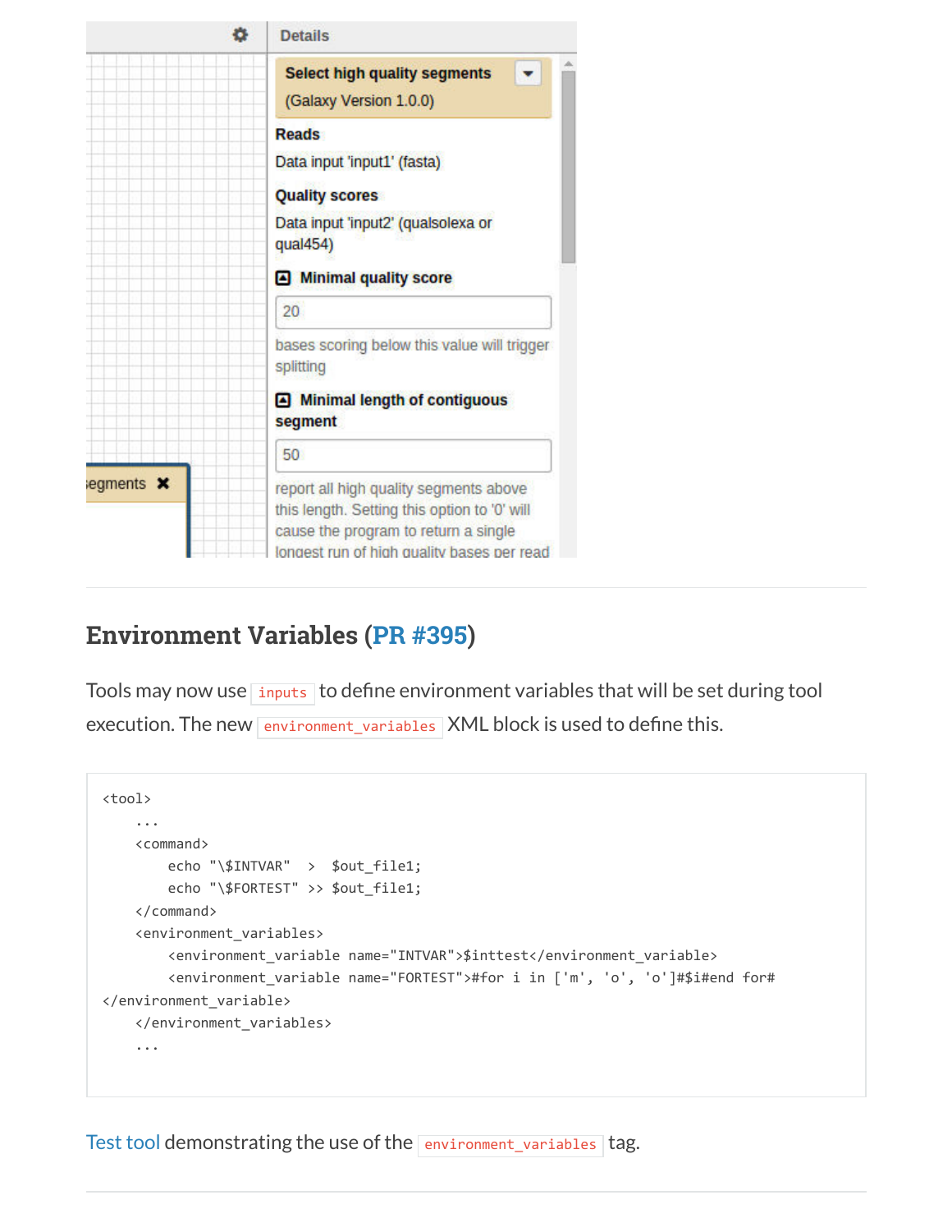## Environment Variables (PR #395)

Tools may now use `inputs` to define environment variables that will be set during tool execution. The new `environment_variables` XML block is used to define this.

```
<tool>
    ...
    <command>
        echo "\$INTVAR"  >  $out_file1;
        echo "\$FORTEST" >> $out_file1;
    </command>
    <environment_variables>
        <environment_variable name="INTVAR">$inttest</environment_variable>
        <environment_variable name="FORTEST">#for i in ['m', 'o', 'o']#$i#end for#
</environment_variable>
    </environment_variables>
    ...
```

Test tool demonstrating the use of the `environment_variables` tag.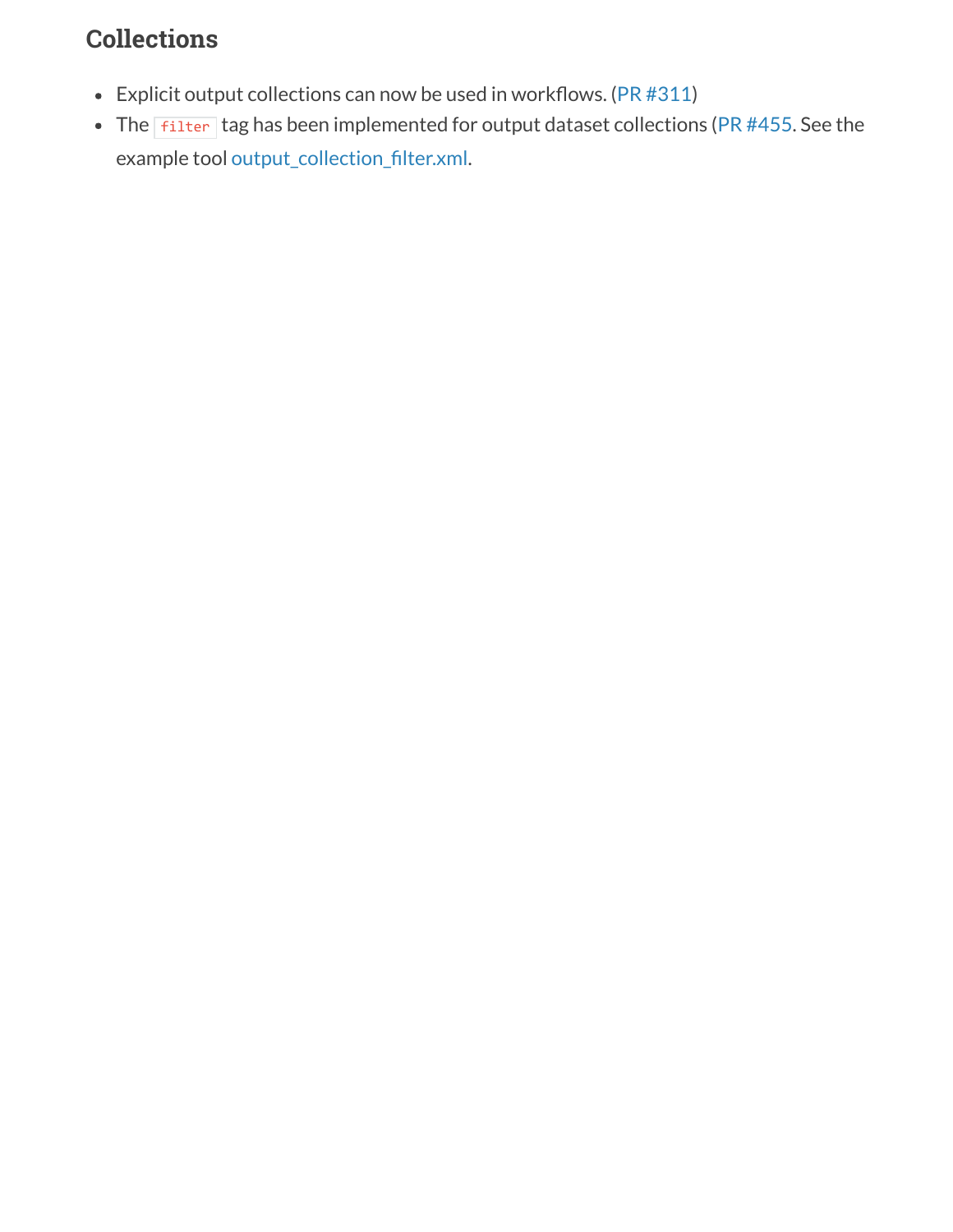## Collections

- Explicit output collections can now be used in workflows. (PR #311)
- The `filter` tag has been implemented for output dataset collections (PR #455. See the example tool output_collection_filter.xml.